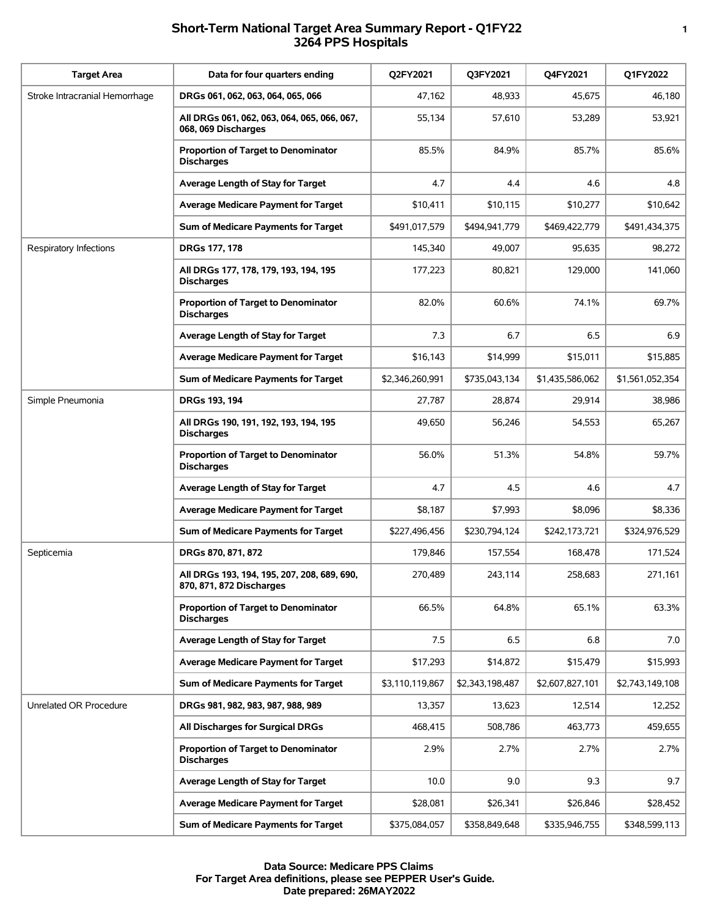# Short-Term National Target Area Summary Report - Q1FY22
## 3264 PPS Hospitals

| Target Area | Data for four quarters ending | Q2FY2021 | Q3FY2021 | Q4FY2021 | Q1FY2022 |
|---|---|---|---|---|---|
| Stroke Intracranial Hemorrhage | **DRGs 061, 062, 063, 064, 065, 066** | 47,162 | 48,933 | 45,675 | 46,180 |
| | **All DRGs 061, 062, 063, 064, 065, 066, 067, 068, 069 Discharges** | 55,134 | 57,610 | 53,289 | 53,921 |
| | **Proportion of Target to Denominator Discharges** | 85.5% | 84.9% | 85.7% | 85.6% |
| | **Average Length of Stay for Target** | 4.7 | 4.4 | 4.6 | 4.8 |
| | **Average Medicare Payment for Target** | $10,411 | $10,115 | $10,277 | $10,642 |
| | **Sum of Medicare Payments for Target** | $491,017,579 | $494,941,779 | $469,422,779 | $491,434,375 |
| Respiratory Infections | **DRGs 177, 178** | 145,340 | 49,007 | 95,635 | 98,272 |
| | **All DRGs 177, 178, 179, 193, 194, 195 Discharges** | 177,223 | 80,821 | 129,000 | 141,060 |
| | **Proportion of Target to Denominator Discharges** | 82.0% | 60.6% | 74.1% | 69.7% |
| | **Average Length of Stay for Target** | 7.3 | 6.7 | 6.5 | 6.9 |
| | **Average Medicare Payment for Target** | $16,143 | $14,999 | $15,011 | $15,885 |
| | **Sum of Medicare Payments for Target** | $2,346,260,991 | $735,043,134 | $1,435,586,062 | $1,561,052,354 |
| Simple Pneumonia | **DRGs 193, 194** | 27,787 | 28,874 | 29,914 | 38,986 |
| | **All DRGs 190, 191, 192, 193, 194, 195 Discharges** | 49,650 | 56,246 | 54,553 | 65,267 |
| | **Proportion of Target to Denominator Discharges** | 56.0% | 51.3% | 54.8% | 59.7% |
| | **Average Length of Stay for Target** | 4.7 | 4.5 | 4.6 | 4.7 |
| | **Average Medicare Payment for Target** | $8,187 | $7,993 | $8,096 | $8,336 |
| | **Sum of Medicare Payments for Target** | $227,496,456 | $230,794,124 | $242,173,721 | $324,976,529 |
| Septicemia | **DRGs 870, 871, 872** | 179,846 | 157,554 | 168,478 | 171,524 |
| | **All DRGs 193, 194, 195, 207, 208, 689, 690, 870, 871, 872 Discharges** | 270,489 | 243,114 | 258,683 | 271,161 |
| | **Proportion of Target to Denominator Discharges** | 66.5% | 64.8% | 65.1% | 63.3% |
| | **Average Length of Stay for Target** | 7.5 | 6.5 | 6.8 | 7.0 |
| | **Average Medicare Payment for Target** | $17,293 | $14,872 | $15,479 | $15,993 |
| | **Sum of Medicare Payments for Target** | $3,110,119,867 | $2,343,198,487 | $2,607,827,101 | $2,743,149,108 |
| Unrelated OR Procedure | **DRGs 981, 982, 983, 987, 988, 989** | 13,357 | 13,623 | 12,514 | 12,252 |
| | **All Discharges for Surgical DRGs** | 468,415 | 508,786 | 463,773 | 459,655 |
| | **Proportion of Target to Denominator Discharges** | 2.9% | 2.7% | 2.7% | 2.7% |
| | **Average Length of Stay for Target** | 10.0 | 9.0 | 9.3 | 9.7 |
| | **Average Medicare Payment for Target** | $28,081 | $26,341 | $26,846 | $28,452 |
| | **Sum of Medicare Payments for Target** | $375,084,057 | $358,849,648 | $335,946,755 | $348,599,113 |

**Data Source: Medicare PPS Claims**
**For Target Area definitions, please see PEPPER User's Guide.**
**Date prepared: 26MAY2022**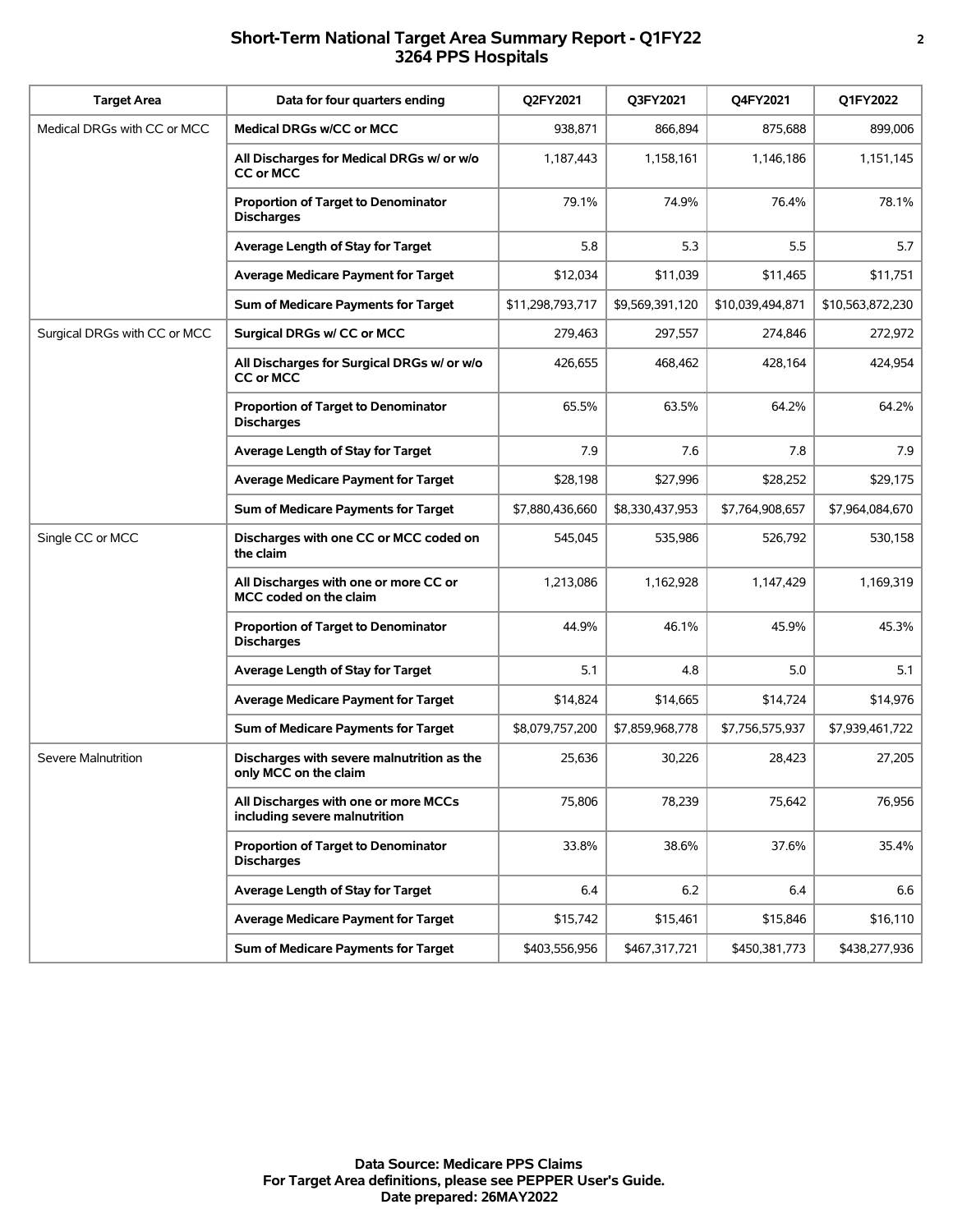## Short-Term National Target Area Summary Report - Q1FY22
## 3264 PPS Hospitals

| Target Area | Data for four quarters ending | Q2FY2021 | Q3FY2021 | Q4FY2021 | Q1FY2022 |
|---|---|---|---|---|---|
| Medical DRGs with CC or MCC | **Medical DRGs w/CC or MCC** | 938,871 | 866,894 | 875,688 | 899,006 |
| | **All Discharges for Medical DRGs w/ or w/o CC or MCC** | 1,187,443 | 1,158,161 | 1,146,186 | 1,151,145 |
| | **Proportion of Target to Denominator Discharges** | 79.1% | 74.9% | 76.4% | 78.1% |
| | **Average Length of Stay for Target** | 5.8 | 5.3 | 5.5 | 5.7 |
| | **Average Medicare Payment for Target** | $12,034 | $11,039 | $11,465 | $11,751 |
| | **Sum of Medicare Payments for Target** | $11,298,793,717 | $9,569,391,120 | $10,039,494,871 | $10,563,872,230 |
| Surgical DRGs with CC or MCC | **Surgical DRGs w/ CC or MCC** | 279,463 | 297,557 | 274,846 | 272,972 |
| | **All Discharges for Surgical DRGs w/ or w/o CC or MCC** | 426,655 | 468,462 | 428,164 | 424,954 |
| | **Proportion of Target to Denominator Discharges** | 65.5% | 63.5% | 64.2% | 64.2% |
| | **Average Length of Stay for Target** | 7.9 | 7.6 | 7.8 | 7.9 |
| | **Average Medicare Payment for Target** | $28,198 | $27,996 | $28,252 | $29,175 |
| | **Sum of Medicare Payments for Target** | $7,880,436,660 | $8,330,437,953 | $7,764,908,657 | $7,964,084,670 |
| Single CC or MCC | **Discharges with one CC or MCC coded on the claim** | 545,045 | 535,986 | 526,792 | 530,158 |
| | **All Discharges with one or more CC or MCC coded on the claim** | 1,213,086 | 1,162,928 | 1,147,429 | 1,169,319 |
| | **Proportion of Target to Denominator Discharges** | 44.9% | 46.1% | 45.9% | 45.3% |
| | **Average Length of Stay for Target** | 5.1 | 4.8 | 5.0 | 5.1 |
| | **Average Medicare Payment for Target** | $14,824 | $14,665 | $14,724 | $14,976 |
| | **Sum of Medicare Payments for Target** | $8,079,757,200 | $7,859,968,778 | $7,756,575,937 | $7,939,461,722 |
| Severe Malnutrition | **Discharges with severe malnutrition as the only MCC on the claim** | 25,636 | 30,226 | 28,423 | 27,205 |
| | **All Discharges with one or more MCCs including severe malnutrition** | 75,806 | 78,239 | 75,642 | 76,956 |
| | **Proportion of Target to Denominator Discharges** | 33.8% | 38.6% | 37.6% | 35.4% |
| | **Average Length of Stay for Target** | 6.4 | 6.2 | 6.4 | 6.6 |
| | **Average Medicare Payment for Target** | $15,742 | $15,461 | $15,846 | $16,110 |
| | **Sum of Medicare Payments for Target** | $403,556,956 | $467,317,721 | $450,381,773 | $438,277,936 |

**Data Source: Medicare PPS Claims**
**For Target Area definitions, please see PEPPER User's Guide.**
**Date prepared: 26MAY2022**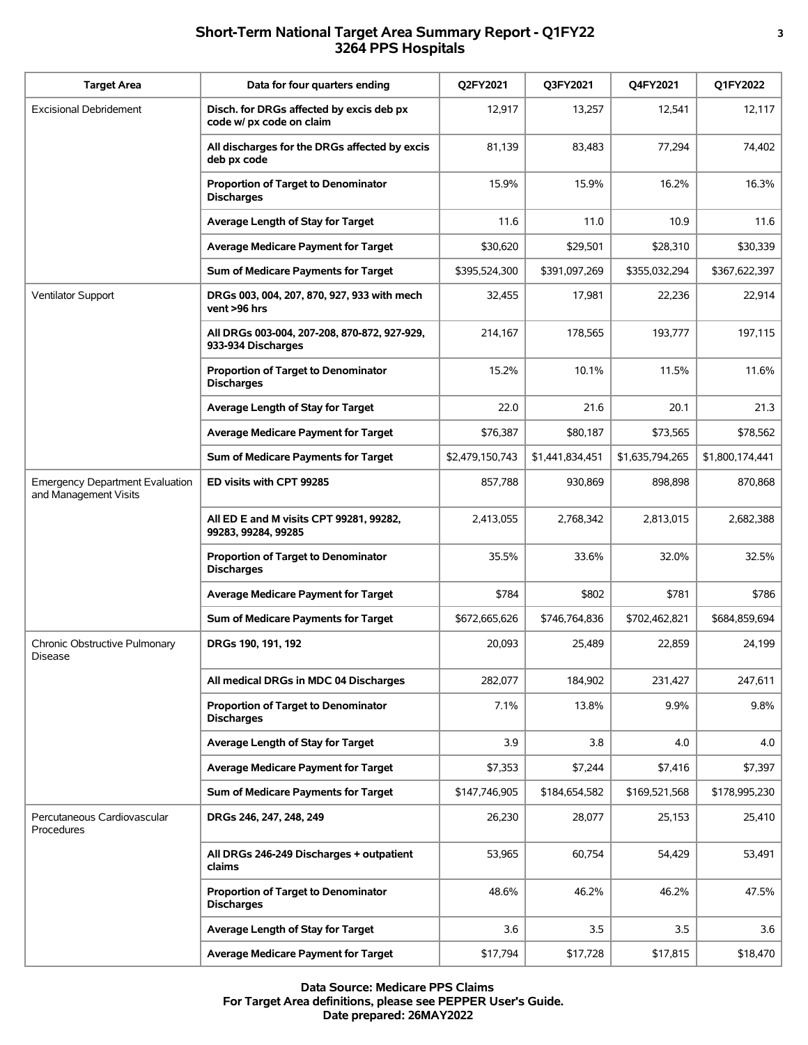## Short-Term National Target Area Summary Report - Q1FY22
## 3264 PPS Hospitals

| Target Area | Data for four quarters ending | Q2FY2021 | Q3FY2021 | Q4FY2021 | Q1FY2022 |
|---|---|---|---|---|---|
| Excisional Debridement | **Disch. for DRGs affected by excis deb px code w/ px code on claim** | 12,917 | 13,257 | 12,541 | 12,117 |
| | **All discharges for the DRGs affected by excis deb px code** | 81,139 | 83,483 | 77,294 | 74,402 |
| | **Proportion of Target to Denominator Discharges** | 15.9% | 15.9% | 16.2% | 16.3% |
| | **Average Length of Stay for Target** | 11.6 | 11.0 | 10.9 | 11.6 |
| | **Average Medicare Payment for Target** | $30,620 | $29,501 | $28,310 | $30,339 |
| | **Sum of Medicare Payments for Target** | $395,524,300 | $391,097,269 | $355,032,294 | $367,622,397 |
| Ventilator Support | **DRGs 003, 004, 207, 870, 927, 933 with mech vent >96 hrs** | 32,455 | 17,981 | 22,236 | 22,914 |
| | **All DRGs 003-004, 207-208, 870-872, 927-929, 933-934 Discharges** | 214,167 | 178,565 | 193,777 | 197,115 |
| | **Proportion of Target to Denominator Discharges** | 15.2% | 10.1% | 11.5% | 11.6% |
| | **Average Length of Stay for Target** | 22.0 | 21.6 | 20.1 | 21.3 |
| | **Average Medicare Payment for Target** | $76,387 | $80,187 | $73,565 | $78,562 |
| | **Sum of Medicare Payments for Target** | $2,479,150,743 | $1,441,834,451 | $1,635,794,265 | $1,800,174,441 |
| Emergency Department Evaluation and Management Visits | **ED visits with CPT 99285** | 857,788 | 930,869 | 898,898 | 870,868 |
| | **All ED E and M visits CPT 99281, 99282, 99283, 99284, 99285** | 2,413,055 | 2,768,342 | 2,813,015 | 2,682,388 |
| | **Proportion of Target to Denominator Discharges** | 35.5% | 33.6% | 32.0% | 32.5% |
| | **Average Medicare Payment for Target** | $784 | $802 | $781 | $786 |
| | **Sum of Medicare Payments for Target** | $672,665,626 | $746,764,836 | $702,462,821 | $684,859,694 |
| Chronic Obstructive Pulmonary Disease | **DRGs 190, 191, 192** | 20,093 | 25,489 | 22,859 | 24,199 |
| | **All medical DRGs in MDC 04 Discharges** | 282,077 | 184,902 | 231,427 | 247,611 |
| | **Proportion of Target to Denominator Discharges** | 7.1% | 13.8% | 9.9% | 9.8% |
| | **Average Length of Stay for Target** | 3.9 | 3.8 | 4.0 | 4.0 |
| | **Average Medicare Payment for Target** | $7,353 | $7,244 | $7,416 | $7,397 |
| | **Sum of Medicare Payments for Target** | $147,746,905 | $184,654,582 | $169,521,568 | $178,995,230 |
| Percutaneous Cardiovascular Procedures | **DRGs 246, 247, 248, 249** | 26,230 | 28,077 | 25,153 | 25,410 |
| | **All DRGs 246-249 Discharges + outpatient claims** | 53,965 | 60,754 | 54,429 | 53,491 |
| | **Proportion of Target to Denominator Discharges** | 48.6% | 46.2% | 46.2% | 47.5% |
| | **Average Length of Stay for Target** | 3.6 | 3.5 | 3.5 | 3.6 |
| | **Average Medicare Payment for Target** | $17,794 | $17,728 | $17,815 | $18,470 |

**Data Source: Medicare PPS Claims**
**For Target Area definitions, please see PEPPER User's Guide.**
**Date prepared: 26MAY2022**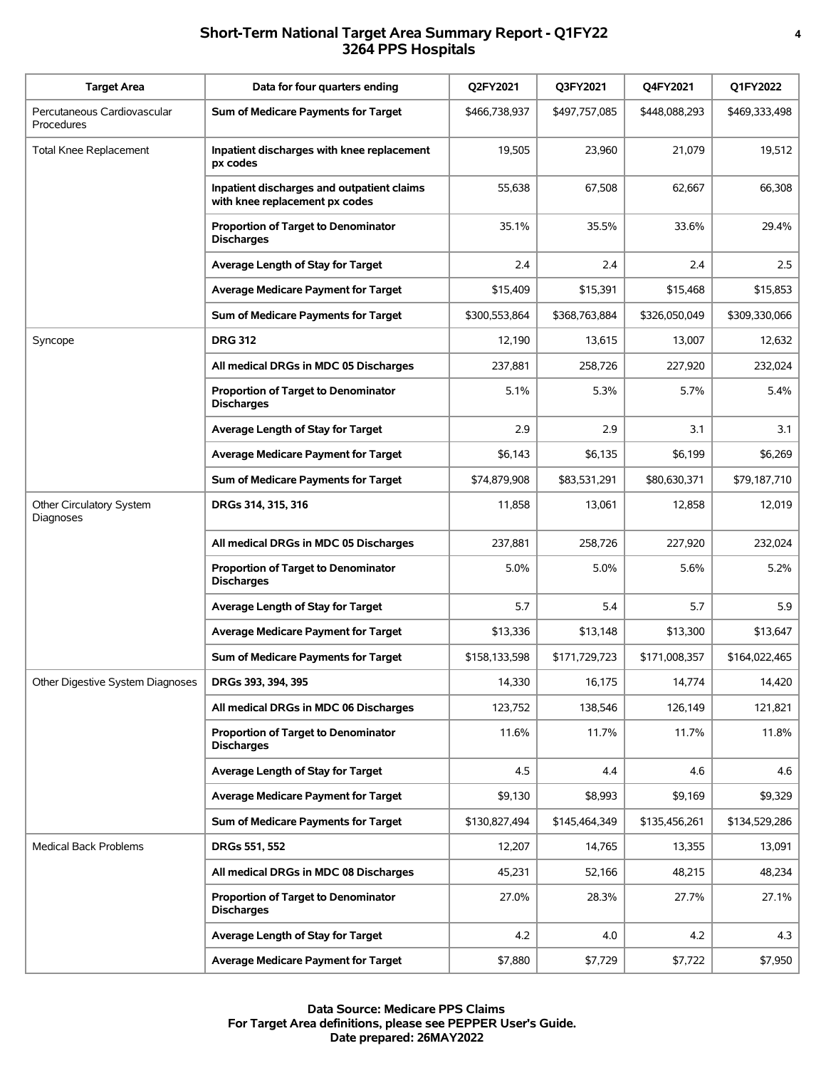## Short-Term National Target Area Summary Report - Q1FY22
## 3264 PPS Hospitals

| Target Area | Data for four quarters ending | Q2FY2021 | Q3FY2021 | Q4FY2021 | Q1FY2022 |
|---|---|---|---|---|---|
| Percutaneous Cardiovascular Procedures | **Sum of Medicare Payments for Target** | $466,738,937 | $497,757,085 | $448,088,293 | $469,333,498 |
| Total Knee Replacement | **Inpatient discharges with knee replacement px codes** | 19,505 | 23,960 | 21,079 | 19,512 |
| | **Inpatient discharges and outpatient claims with knee replacement px codes** | 55,638 | 67,508 | 62,667 | 66,308 |
| | **Proportion of Target to Denominator Discharges** | 35.1% | 35.5% | 33.6% | 29.4% |
| | **Average Length of Stay for Target** | 2.4 | 2.4 | 2.4 | 2.5 |
| | **Average Medicare Payment for Target** | $15,409 | $15,391 | $15,468 | $15,853 |
| | **Sum of Medicare Payments for Target** | $300,553,864 | $368,763,884 | $326,050,049 | $309,330,066 |
| Syncope | **DRG 312** | 12,190 | 13,615 | 13,007 | 12,632 |
| | **All medical DRGs in MDC 05 Discharges** | 237,881 | 258,726 | 227,920 | 232,024 |
| | **Proportion of Target to Denominator Discharges** | 5.1% | 5.3% | 5.7% | 5.4% |
| | **Average Length of Stay for Target** | 2.9 | 2.9 | 3.1 | 3.1 |
| | **Average Medicare Payment for Target** | $6,143 | $6,135 | $6,199 | $6,269 |
| | **Sum of Medicare Payments for Target** | $74,879,908 | $83,531,291 | $80,630,371 | $79,187,710 |
| Other Circulatory System Diagnoses | **DRGs 314, 315, 316** | 11,858 | 13,061 | 12,858 | 12,019 |
| | **All medical DRGs in MDC 05 Discharges** | 237,881 | 258,726 | 227,920 | 232,024 |
| | **Proportion of Target to Denominator Discharges** | 5.0% | 5.0% | 5.6% | 5.2% |
| | **Average Length of Stay for Target** | 5.7 | 5.4 | 5.7 | 5.9 |
| | **Average Medicare Payment for Target** | $13,336 | $13,148 | $13,300 | $13,647 |
| | **Sum of Medicare Payments for Target** | $158,133,598 | $171,729,723 | $171,008,357 | $164,022,465 |
| Other Digestive System Diagnoses | **DRGs 393, 394, 395** | 14,330 | 16,175 | 14,774 | 14,420 |
| | **All medical DRGs in MDC 06 Discharges** | 123,752 | 138,546 | 126,149 | 121,821 |
| | **Proportion of Target to Denominator Discharges** | 11.6% | 11.7% | 11.7% | 11.8% |
| | **Average Length of Stay for Target** | 4.5 | 4.4 | 4.6 | 4.6 |
| | **Average Medicare Payment for Target** | $9,130 | $8,993 | $9,169 | $9,329 |
| | **Sum of Medicare Payments for Target** | $130,827,494 | $145,464,349 | $135,456,261 | $134,529,286 |
| Medical Back Problems | **DRGs 551, 552** | 12,207 | 14,765 | 13,355 | 13,091 |
| | **All medical DRGs in MDC 08 Discharges** | 45,231 | 52,166 | 48,215 | 48,234 |
| | **Proportion of Target to Denominator Discharges** | 27.0% | 28.3% | 27.7% | 27.1% |
| | **Average Length of Stay for Target** | 4.2 | 4.0 | 4.2 | 4.3 |
| | **Average Medicare Payment for Target** | $7,880 | $7,729 | $7,722 | $7,950 |

**Data Source: Medicare PPS Claims**
**For Target Area definitions, please see PEPPER User's Guide.**
**Date prepared: 26MAY2022**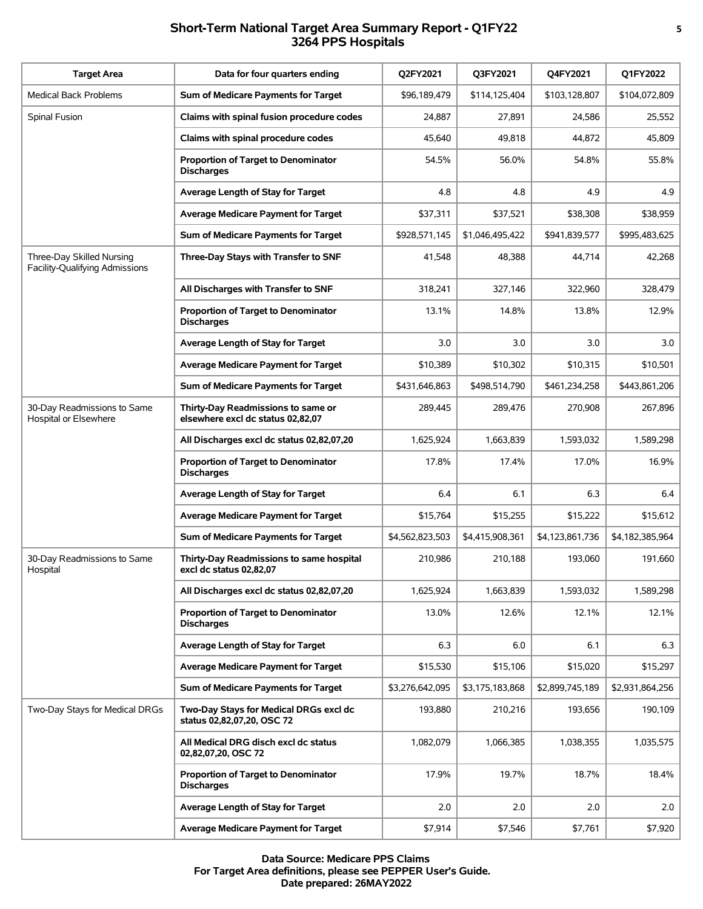## Short-Term National Target Area Summary Report - Q1FY22
## 3264 PPS Hospitals

| Target Area | Data for four quarters ending | Q2FY2021 | Q3FY2021 | Q4FY2021 | Q1FY2022 |
|---|---|---|---|---|---|
| Medical Back Problems | **Sum of Medicare Payments for Target** | $96,189,479 | $114,125,404 | $103,128,807 | $104,072,809 |
| Spinal Fusion | **Claims with spinal fusion procedure codes** | 24,887 | 27,891 | 24,586 | 25,552 |
| | **Claims with spinal procedure codes** | 45,640 | 49,818 | 44,872 | 45,809 |
| | **Proportion of Target to Denominator Discharges** | 54.5% | 56.0% | 54.8% | 55.8% |
| | **Average Length of Stay for Target** | 4.8 | 4.8 | 4.9 | 4.9 |
| | **Average Medicare Payment for Target** | $37,311 | $37,521 | $38,308 | $38,959 |
| | **Sum of Medicare Payments for Target** | $928,571,145 | $1,046,495,422 | $941,839,577 | $995,483,625 |
| Three-Day Skilled Nursing Facility-Qualifying Admissions | **Three-Day Stays with Transfer to SNF** | 41,548 | 48,388 | 44,714 | 42,268 |
| | **All Discharges with Transfer to SNF** | 318,241 | 327,146 | 322,960 | 328,479 |
| | **Proportion of Target to Denominator Discharges** | 13.1% | 14.8% | 13.8% | 12.9% |
| | **Average Length of Stay for Target** | 3.0 | 3.0 | 3.0 | 3.0 |
| | **Average Medicare Payment for Target** | $10,389 | $10,302 | $10,315 | $10,501 |
| | **Sum of Medicare Payments for Target** | $431,646,863 | $498,514,790 | $461,234,258 | $443,861,206 |
| 30-Day Readmissions to Same Hospital or Elsewhere | **Thirty-Day Readmissions to same or elsewhere excl dc status 02,82,07** | 289,445 | 289,476 | 270,908 | 267,896 |
| | **All Discharges excl dc status 02,82,07,20** | 1,625,924 | 1,663,839 | 1,593,032 | 1,589,298 |
| | **Proportion of Target to Denominator Discharges** | 17.8% | 17.4% | 17.0% | 16.9% |
| | **Average Length of Stay for Target** | 6.4 | 6.1 | 6.3 | 6.4 |
| | **Average Medicare Payment for Target** | $15,764 | $15,255 | $15,222 | $15,612 |
| | **Sum of Medicare Payments for Target** | $4,562,823,503 | $4,415,908,361 | $4,123,861,736 | $4,182,385,964 |
| 30-Day Readmissions to Same Hospital | **Thirty-Day Readmissions to same hospital excl dc status 02,82,07** | 210,986 | 210,188 | 193,060 | 191,660 |
| | **All Discharges excl dc status 02,82,07,20** | 1,625,924 | 1,663,839 | 1,593,032 | 1,589,298 |
| | **Proportion of Target to Denominator Discharges** | 13.0% | 12.6% | 12.1% | 12.1% |
| | **Average Length of Stay for Target** | 6.3 | 6.0 | 6.1 | 6.3 |
| | **Average Medicare Payment for Target** | $15,530 | $15,106 | $15,020 | $15,297 |
| | **Sum of Medicare Payments for Target** | $3,276,642,095 | $3,175,183,868 | $2,899,745,189 | $2,931,864,256 |
| Two-Day Stays for Medical DRGs | **Two-Day Stays for Medical DRGs excl dc status 02,82,07,20, OSC 72** | 193,880 | 210,216 | 193,656 | 190,109 |
| | **All Medical DRG disch excl dc status 02,82,07,20, OSC 72** | 1,082,079 | 1,066,385 | 1,038,355 | 1,035,575 |
| | **Proportion of Target to Denominator Discharges** | 17.9% | 19.7% | 18.7% | 18.4% |
| | **Average Length of Stay for Target** | 2.0 | 2.0 | 2.0 | 2.0 |
| | **Average Medicare Payment for Target** | $7,914 | $7,546 | $7,761 | $7,920 |

**Data Source: Medicare PPS Claims**
**For Target Area definitions, please see PEPPER User's Guide.**
**Date prepared: 26MAY2022**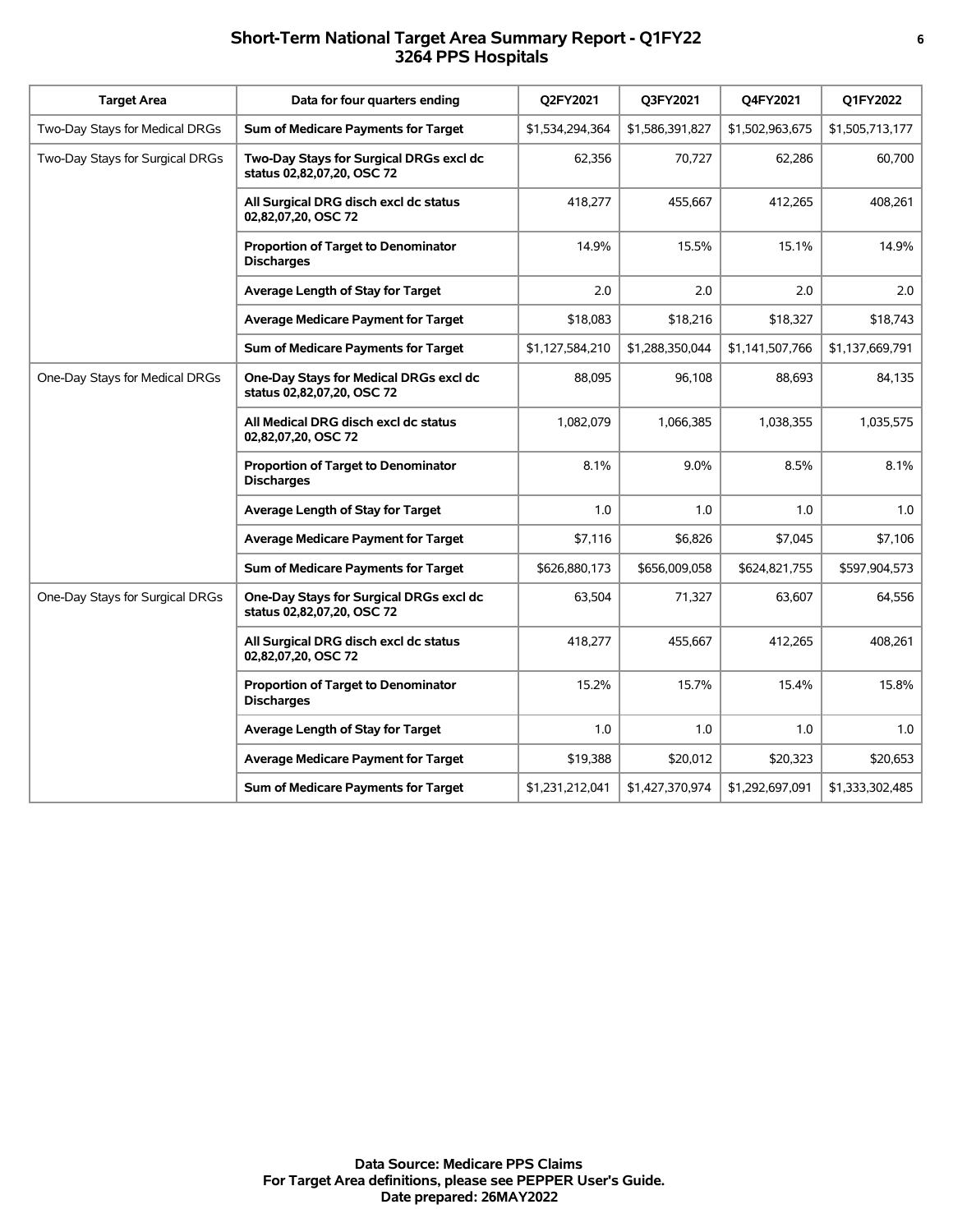# Short-Term National Target Area Summary Report - Q1FY22
## 3264 PPS Hospitals

| Target Area | Data for four quarters ending | Q2FY2021 | Q3FY2021 | Q4FY2021 | Q1FY2022 |
|---|---|---|---|---|---|
| Two-Day Stays for Medical DRGs | **Sum of Medicare Payments for Target** | $1,534,294,364 | $1,586,391,827 | $1,502,963,675 | $1,505,713,177 |
| Two-Day Stays for Surgical DRGs | **Two-Day Stays for Surgical DRGs excl dc status 02,82,07,20, OSC 72** | 62,356 | 70,727 | 62,286 | 60,700 |
| | **All Surgical DRG disch excl dc status 02,82,07,20, OSC 72** | 418,277 | 455,667 | 412,265 | 408,261 |
| | **Proportion of Target to Denominator Discharges** | 14.9% | 15.5% | 15.1% | 14.9% |
| | **Average Length of Stay for Target** | 2.0 | 2.0 | 2.0 | 2.0 |
| | **Average Medicare Payment for Target** | $18,083 | $18,216 | $18,327 | $18,743 |
| | **Sum of Medicare Payments for Target** | $1,127,584,210 | $1,288,350,044 | $1,141,507,766 | $1,137,669,791 |
| One-Day Stays for Medical DRGs | **One-Day Stays for Medical DRGs excl dc status 02,82,07,20, OSC 72** | 88,095 | 96,108 | 88,693 | 84,135 |
| | **All Medical DRG disch excl dc status 02,82,07,20, OSC 72** | 1,082,079 | 1,066,385 | 1,038,355 | 1,035,575 |
| | **Proportion of Target to Denominator Discharges** | 8.1% | 9.0% | 8.5% | 8.1% |
| | **Average Length of Stay for Target** | 1.0 | 1.0 | 1.0 | 1.0 |
| | **Average Medicare Payment for Target** | $7,116 | $6,826 | $7,045 | $7,106 |
| | **Sum of Medicare Payments for Target** | $626,880,173 | $656,009,058 | $624,821,755 | $597,904,573 |
| One-Day Stays for Surgical DRGs | **One-Day Stays for Surgical DRGs excl dc status 02,82,07,20, OSC 72** | 63,504 | 71,327 | 63,607 | 64,556 |
| | **All Surgical DRG disch excl dc status 02,82,07,20, OSC 72** | 418,277 | 455,667 | 412,265 | 408,261 |
| | **Proportion of Target to Denominator Discharges** | 15.2% | 15.7% | 15.4% | 15.8% |
| | **Average Length of Stay for Target** | 1.0 | 1.0 | 1.0 | 1.0 |
| | **Average Medicare Payment for Target** | $19,388 | $20,012 | $20,323 | $20,653 |
| | **Sum of Medicare Payments for Target** | $1,231,212,041 | $1,427,370,974 | $1,292,697,091 | $1,333,302,485 |

**Data Source: Medicare PPS Claims**
**For Target Area definitions, please see PEPPER User's Guide.**
**Date prepared: 26MAY2022**